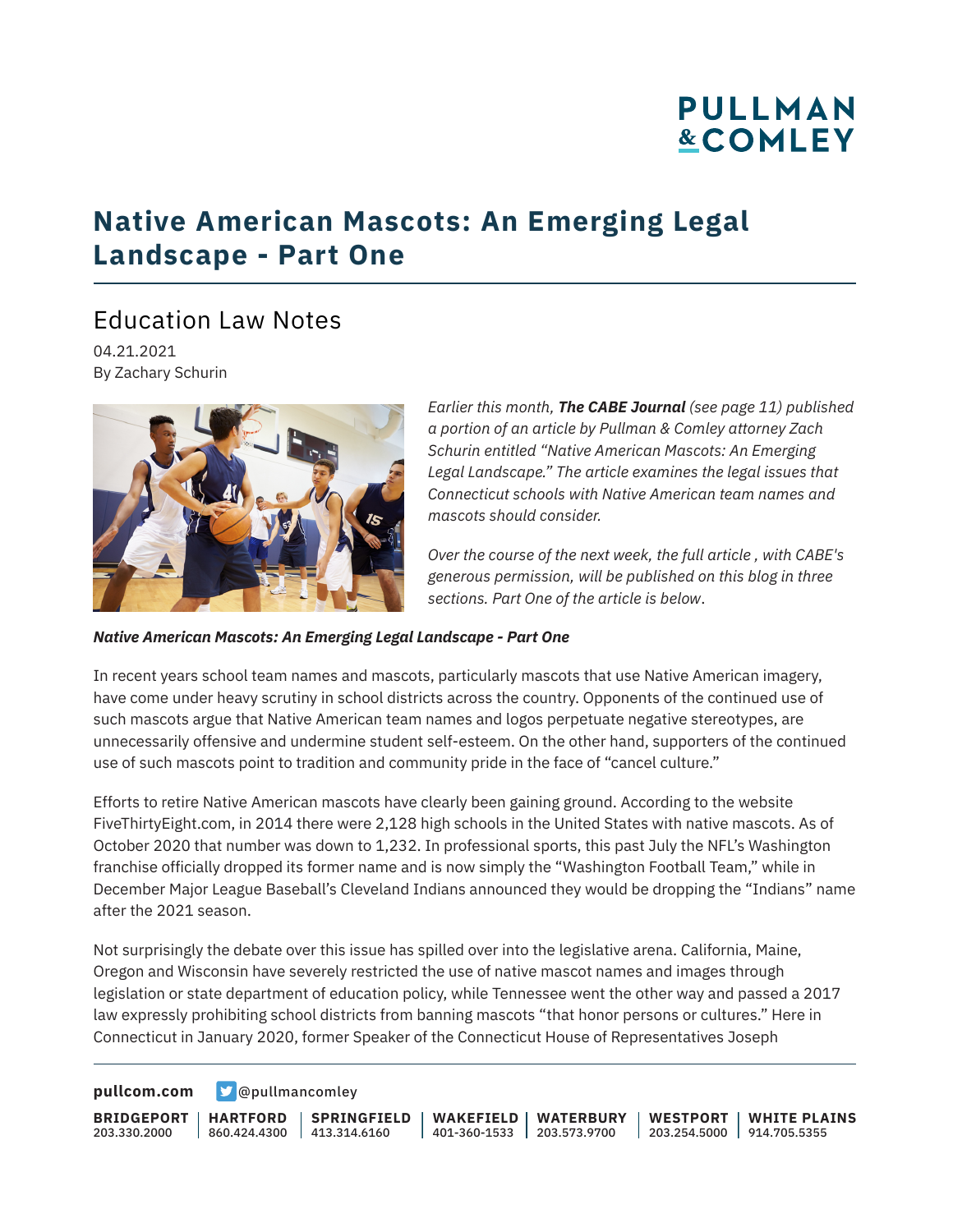# Native American Mascots: An Emerging Legal Landscape - Part One

## Education Law Notes

04.21.2021
By Zachary Schurin

*Earlier this month, **The CABE Journal** (see page 11) published a portion of an article by Pullman & Comley attorney Zach Schurin entitled "Native American Mascots: An Emerging Legal Landscape." The article examines the legal issues that Connecticut schools with Native American team names and mascots should consider.*

*Over the course of the next week, the full article , with CABE's generous permission, will be published on this blog in three sections. Part One of the article is below.*

***Native American Mascots: An Emerging Legal Landscape - Part One***

In recent years school team names and mascots, particularly mascots that use Native American imagery, have come under heavy scrutiny in school districts across the country. Opponents of the continued use of such mascots argue that Native American team names and logos perpetuate negative stereotypes, are unnecessarily offensive and undermine student self-esteem. On the other hand, supporters of the continued use of such mascots point to tradition and community pride in the face of "cancel culture."

Efforts to retire Native American mascots have clearly been gaining ground. According to the website FiveThirtyEight.com, in 2014 there were 2,128 high schools in the United States with native mascots. As of October 2020 that number was down to 1,232. In professional sports, this past July the NFL's Washington franchise officially dropped its former name and is now simply the "Washington Football Team," while in December Major League Baseball's Cleveland Indians announced they would be dropping the "Indians" name after the 2021 season.

Not surprisingly the debate over this issue has spilled over into the legislative arena. California, Maine, Oregon and Wisconsin have severely restricted the use of native mascot names and images through legislation or state department of education policy, while Tennessee went the other way and passed a 2017 law expressly prohibiting school districts from banning mascots "that honor persons or cultures." Here in Connecticut in January 2020, former Speaker of the Connecticut House of Representatives Joseph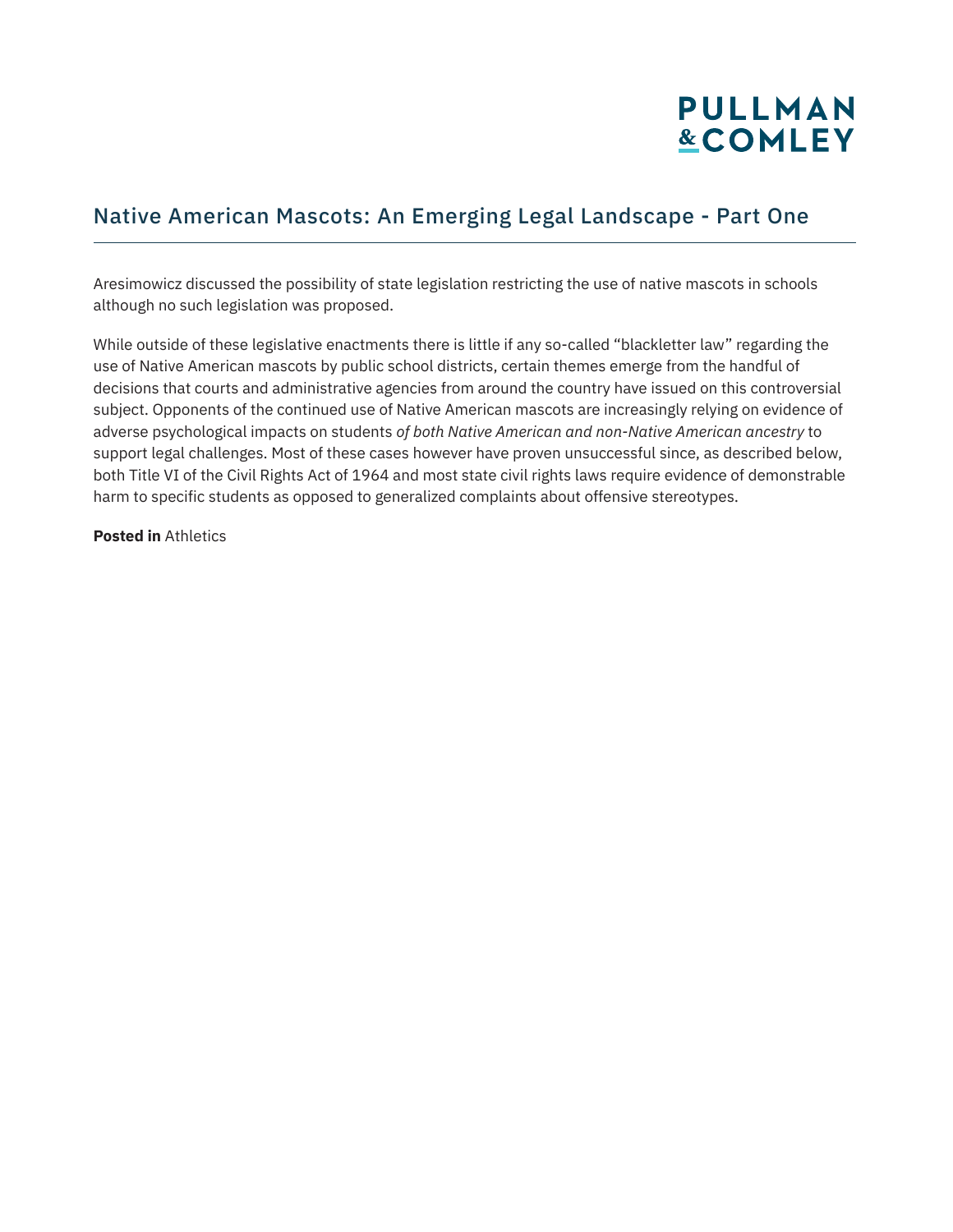Aresimowicz discussed the possibility of state legislation restricting the use of native mascots in schools although no such legislation was proposed.

While outside of these legislative enactments there is little if any so-called “blackletter law” regarding the use of Native American mascots by public school districts, certain themes emerge from the handful of decisions that courts and administrative agencies from around the country have issued on this controversial subject. Opponents of the continued use of Native American mascots are increasingly relying on evidence of adverse psychological impacts on students *of both Native American and non-Native American ancestry* to support legal challenges. Most of these cases however have proven unsuccessful since, as described below, both Title VI of the Civil Rights Act of 1964 and most state civil rights laws require evidence of demonstrable harm to specific students as opposed to generalized complaints about offensive stereotypes.

**Posted in** Athletics